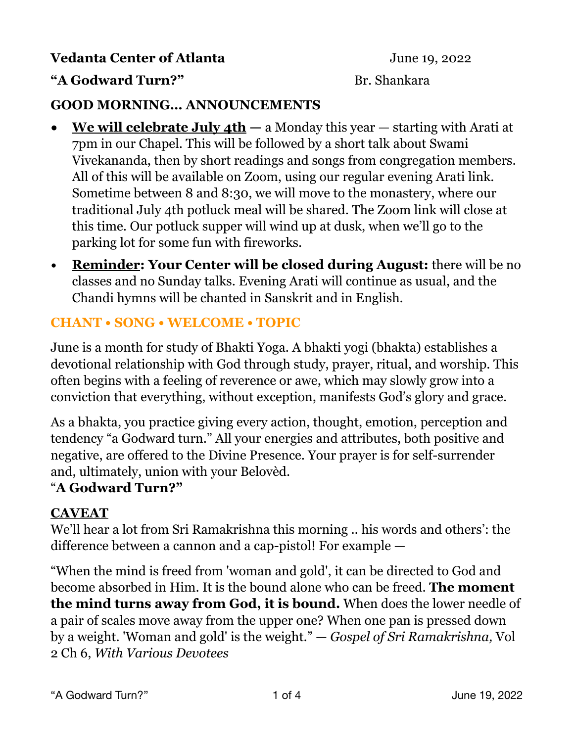**Vedanta Center of Atlanta** June 19, 2022

**"A Godward Turn?"** Br. Shankara

**GOOD MORNING... ANNOUNCEMENTS**

- **<u>We will celebrate July 4th</u> —** a Monday this year — starting with Arati at 7pm in our Chapel. This will be followed by a short talk about Swami Vivekananda, then by short readings and songs from congregation members. All of this will be available on Zoom, using our regular evening Arati link. Sometime between 8 and 8:30, we will move to the monastery, where our traditional July 4th potluck meal will be shared. The Zoom link will close at this time. Our potluck supper will wind up at dusk, when we'll go to the parking lot for some fun with fireworks.
- **<u>Reminder</u>: Your Center will be closed during August:** there will be no classes and no Sunday talks. Evening Arati will continue as usual, and the Chandi hymns will be chanted in Sanskrit and in English.

**CHANT • SONG • WELCOME • TOPIC**

June is a month for study of Bhakti Yoga. A bhakti yogi (bhakta) establishes a devotional relationship with God through study, prayer, ritual, and worship. This often begins with a feeling of reverence or awe, which may slowly grow into a conviction that everything, without exception, manifests God's glory and grace.

As a bhakta, you practice giving every action, thought, emotion, perception and tendency "a Godward turn." All your energies and attributes, both positive and negative, are offered to the Divine Presence. Your prayer is for self-surrender and, ultimately, union with your Belovèd.

"**A Godward Turn?"**

**<u>CAVEAT</u>**

We'll hear a lot from Sri Ramakrishna this morning .. his words and others': the difference between a cannon and a cap-pistol! For example —

"When the mind is freed from 'woman and gold', it can be directed to God and become absorbed in Him. It is the bound alone who can be freed. **The moment the mind turns away from God, it is bound.** When does the lower needle of a pair of scales move away from the upper one? When one pan is pressed down by a weight. 'Woman and gold' is the weight." — *Gospel of Sri Ramakrishna,* Vol 2 Ch 6, *With Various Devotees*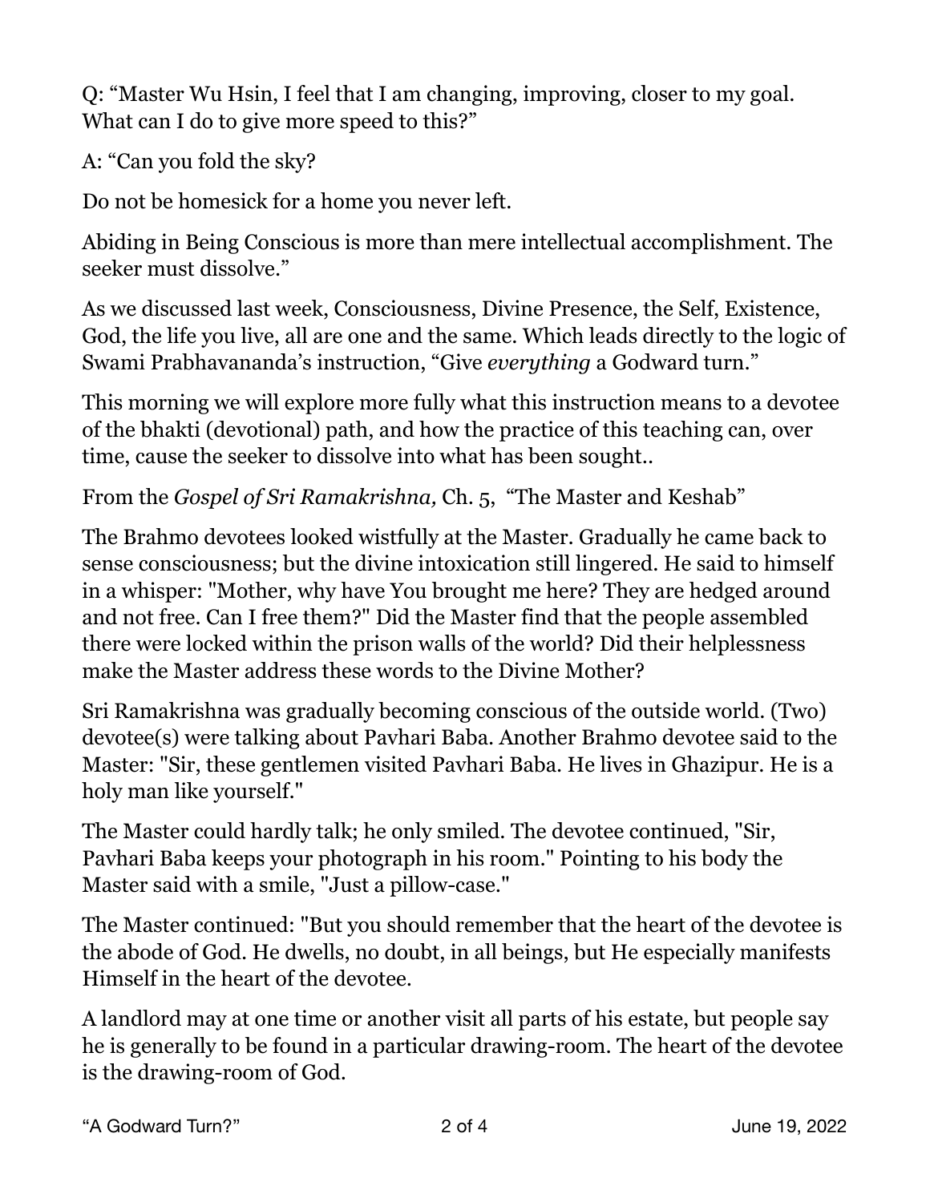Q: “Master Wu Hsin, I feel that I am changing, improving, closer to my goal. What can I do to give more speed to this?”

A: “Can you fold the sky?

Do not be homesick for a home you never left.

Abiding in Being Conscious is more than mere intellectual accomplishment. The seeker must dissolve.”

As we discussed last week, Consciousness, Divine Presence, the Self, Existence, God, the life you live, all are one and the same. Which leads directly to the logic of Swami Prabhavananda’s instruction, “Give *everything* a Godward turn.”

This morning we will explore more fully what this instruction means to a devotee of the bhakti (devotional) path, and how the practice of this teaching can, over time, cause the seeker to dissolve into what has been sought..

From the *Gospel of Sri Ramakrishna,* Ch. 5, “The Master and Keshab”

The Brahmo devotees looked wistfully at the Master. Gradually he came back to sense consciousness; but the divine intoxication still lingered. He said to himself in a whisper: "Mother, why have You brought me here? They are hedged around and not free. Can I free them?" Did the Master find that the people assembled there were locked within the prison walls of the world? Did their helplessness make the Master address these words to the Divine Mother?

Sri Ramakrishna was gradually becoming conscious of the outside world. (Two) devotee(s) were talking about Pavhari Baba. Another Brahmo devotee said to the Master: "Sir, these gentlemen visited Pavhari Baba. He lives in Ghazipur. He is a holy man like yourself."

The Master could hardly talk; he only smiled. The devotee continued, "Sir, Pavhari Baba keeps your photograph in his room." Pointing to his body the Master said with a smile, "Just a pillow-case."

The Master continued: "But you should remember that the heart of the devotee is the abode of God. He dwells, no doubt, in all beings, but He especially manifests Himself in the heart of the devotee.

A landlord may at one time or another visit all parts of his estate, but people say he is generally to be found in a particular drawing-room. The heart of the devotee is the drawing-room of God.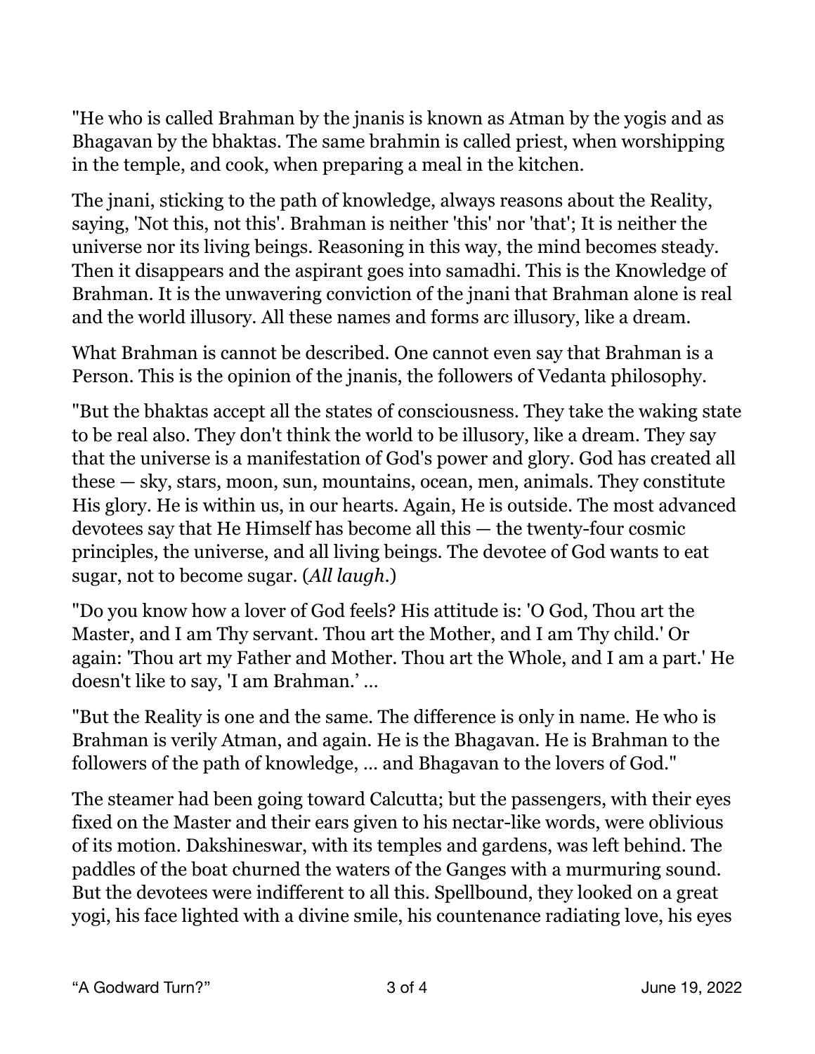"He who is called Brahman by the jnanis is known as Atman by the yogis and as Bhagavan by the bhaktas. The same brahmin is called priest, when worshipping in the temple, and cook, when preparing a meal in the kitchen.

The jnani, sticking to the path of knowledge, always reasons about the Reality, saying, 'Not this, not this'. Brahman is neither 'this' nor 'that'; It is neither the universe nor its living beings. Reasoning in this way, the mind becomes steady. Then it disappears and the aspirant goes into samadhi. This is the Knowledge of Brahman. It is the unwavering conviction of the jnani that Brahman alone is real and the world illusory. All these names and forms arc illusory, like a dream.

What Brahman is cannot be described. One cannot even say that Brahman is a Person. This is the opinion of the jnanis, the followers of Vedanta philosophy.

"But the bhaktas accept all the states of consciousness. They take the waking state to be real also. They don't think the world to be illusory, like a dream. They say that the universe is a manifestation of God's power and glory. God has created all these — sky, stars, moon, sun, mountains, ocean, men, animals. They constitute His glory. He is within us, in our hearts. Again, He is outside. The most advanced devotees say that He Himself has become all this — the twenty-four cosmic principles, the universe, and all living beings. The devotee of God wants to eat sugar, not to become sugar. (*All laugh.*)

"Do you know how a lover of God feels? His attitude is: 'O God, Thou art the Master, and I am Thy servant. Thou art the Mother, and I am Thy child.' Or again: 'Thou art my Father and Mother. Thou art the Whole, and I am a part.' He doesn't like to say, 'I am Brahman.' …

"But the Reality is one and the same. The difference is only in name. He who is Brahman is verily Atman, and again. He is the Bhagavan. He is Brahman to the followers of the path of knowledge, … and Bhagavan to the lovers of God."

The steamer had been going toward Calcutta; but the passengers, with their eyes fixed on the Master and their ears given to his nectar-like words, were oblivious of its motion. Dakshineswar, with its temples and gardens, was left behind. The paddles of the boat churned the waters of the Ganges with a murmuring sound. But the devotees were indifferent to all this. Spellbound, they looked on a great yogi, his face lighted with a divine smile, his countenance radiating love, his eyes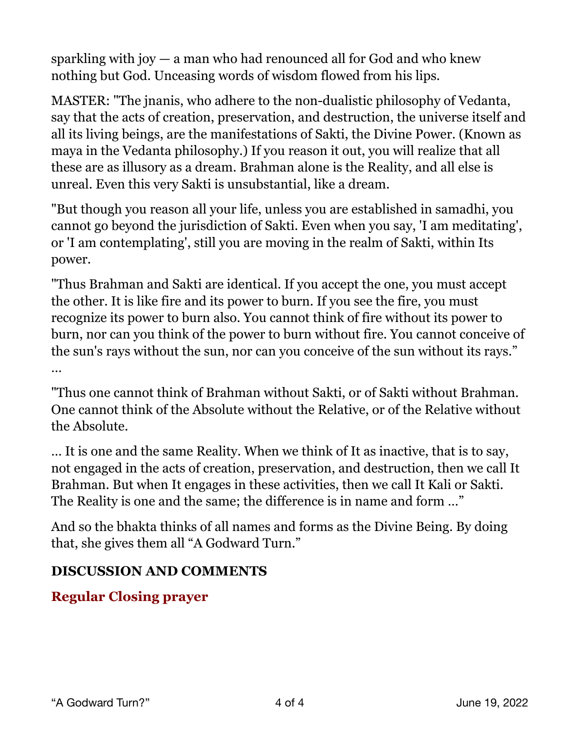sparkling with joy — a man who had renounced all for God and who knew nothing but God. Unceasing words of wisdom flowed from his lips.

MASTER: "The jnanis, who adhere to the non-dualistic philosophy of Vedanta, say that the acts of creation, preservation, and destruction, the universe itself and all its living beings, are the manifestations of Sakti, the Divine Power. (Known as maya in the Vedanta philosophy.) If you reason it out, you will realize that all these are as illusory as a dream. Brahman alone is the Reality, and all else is unreal. Even this very Sakti is unsubstantial, like a dream.

"But though you reason all your life, unless you are established in samadhi, you cannot go beyond the jurisdiction of Sakti. Even when you say, 'I am meditating', or 'I am contemplating', still you are moving in the realm of Sakti, within Its power.

"Thus Brahman and Sakti are identical. If you accept the one, you must accept the other. It is like fire and its power to burn. If you see the fire, you must recognize its power to burn also. You cannot think of fire without its power to burn, nor can you think of the power to burn without fire. You cannot conceive of the sun's rays without the sun, nor can you conceive of the sun without its rays." …

"Thus one cannot think of Brahman without Sakti, or of Sakti without Brahman. One cannot think of the Absolute without the Relative, or of the Relative without the Absolute.

… It is one and the same Reality. When we think of It as inactive, that is to say, not engaged in the acts of creation, preservation, and destruction, then we call It Brahman. But when It engages in these activities, then we call It Kali or Sakti. The Reality is one and the same; the difference is in name and form …"

And so the bhakta thinks of all names and forms as the Divine Being. By doing that, she gives them all "A Godward Turn."

**DISCUSSION AND COMMENTS**

**Regular Closing prayer**